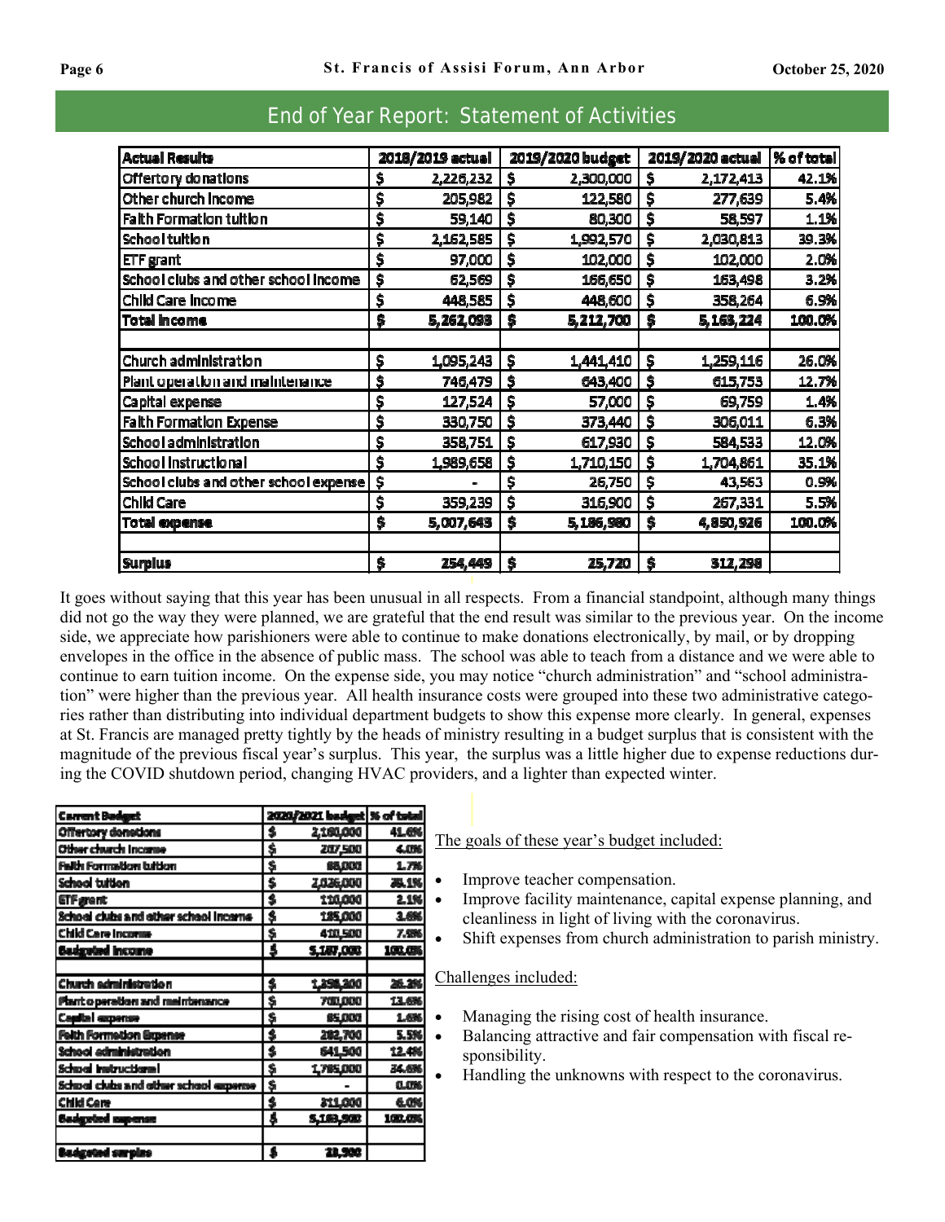## End of Year Report: Statement of Activities

| Actual Results | 2018/2019 actual | 2019/2020 budget | 2019/2020 actual | % of total |
|---|---|---|---|---|
| Offertory donations | $ 2,226,232 | $ 2,300,000 | $ 2,172,413 | 42.1% |
| Other church income | $ 205,982 | $ 122,580 | $ 277,639 | 5.4% |
| Faith Formation tuition | $ 59,140 | $ 80,300 | $ 58,597 | 1.1% |
| School tuition | $ 2,162,585 | $ 1,992,570 | $ 2,030,813 | 39.3% |
| ETF grant | $ 97,000 | $ 102,000 | $ 102,000 | 2.0% |
| School clubs and other school income | $ 62,569 | $ 166,650 | $ 163,498 | 3.2% |
| Child Care income | $ 448,585 | $ 448,600 | $ 358,264 | 6.9% |
| **Total income** | **$ 5,262,093** | **$ 5,212,700** | **$ 5,163,224** | **100.0%** |
| | | | | |
| Church administration | $ 1,095,243 | $ 1,441,410 | $ 1,259,116 | 26.0% |
| Plant operation and maintenance | $ 746,479 | $ 643,400 | $ 615,753 | 12.7% |
| Capital expense | $ 127,524 | $ 57,000 | $ 69,759 | 1.4% |
| Faith Formation Expense | $ 330,750 | $ 373,440 | $ 306,011 | 6.3% |
| School administration | $ 358,751 | $ 617,930 | $ 584,533 | 12.0% |
| School instructional | $ 1,989,658 | $ 1,710,150 | $ 1,704,861 | 35.1% |
| School clubs and other school expense | $ - | $ 26,750 | $ 43,563 | 0.9% |
| Child Care | $ 359,239 | $ 316,900 | $ 267,331 | 5.5% |
| **Total expense** | **$ 5,007,643** | **$ 5,186,980** | **$ 4,850,926** | **100.0%** |
| | | | | |
| **Surplus** | **$ 254,449** | **$ 25,720** | **$ 312,298** | |

It goes without saying that this year has been unusual in all respects. From a financial standpoint, although many things did not go the way they were planned, we are grateful that the end result was similar to the previous year. On the income side, we appreciate how parishioners were able to continue to make donations electronically, by mail, or by dropping envelopes in the office in the absence of public mass. The school was able to teach from a distance and we were able to continue to earn tuition income. On the expense side, you may notice "church administration" and "school administration" were higher than the previous year. All health insurance costs were grouped into these two administrative categories rather than distributing into individual department budgets to show this expense more clearly. In general, expenses at St. Francis are managed pretty tightly by the heads of ministry resulting in a budget surplus that is consistent with the magnitude of the previous fiscal year's surplus. This year, the surplus was a little higher due to expense reductions during the COVID shutdown period, changing HVAC providers, and a lighter than expected winter.

| Current Budget | 2020/2021 budget | % of total |
|---|---|---|
| Offertory donations | $ 2,160,000 | 41.6% |
| Other church income | $ 207,500 | 4.0% |
| Faith Formation tuition | $ 88,000 | 1.7% |
| School tuition | $ 2,026,000 | 39.1% |
| ETF grant | $ 110,000 | 2.1% |
| School clubs and other school income | $ 185,000 | 3.6% |
| Child Care income | $ 410,500 | 7.9% |
| **Budgeted income** | **$ 5,187,000** | **100.0%** |
| | | |
| Church administration | $ 1,358,300 | 26.3% |
| Plant operation and maintenance | $ 700,000 | 13.6% |
| Capital expense | $ 85,000 | 1.6% |
| Faith Formation Expense | $ 282,700 | 5.5% |
| School administration | $ 641,500 | 12.4% |
| School instructional | $ 1,785,000 | 34.6% |
| School clubs and other school expense | $ - | 0.0% |
| Child Care | $ 311,000 | 6.0% |
| **Budgeted expense** | **$ 5,163,500** | **100.0%** |
| | | |
| **Budgeted surplus** | **$ 23,500** | |

The goals of these year's budget included:

- Improve teacher compensation.
- Improve facility maintenance, capital expense planning, and cleanliness in light of living with the coronavirus.
- Shift expenses from church administration to parish ministry.

Challenges included:

- Managing the rising cost of health insurance.
- Balancing attractive and fair compensation with fiscal responsibility.
- Handling the unknowns with respect to the coronavirus.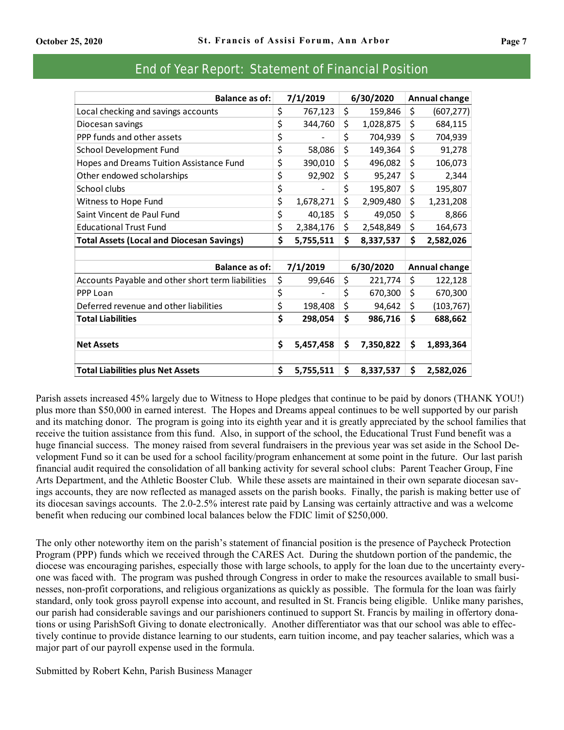## End of Year Report: Statement of Financial Position

| Balance as of: | 7/1/2019 | 6/30/2020 | Annual change |
|---|---|---|---|
| Local checking and savings accounts | $ 767,123 | $ 159,846 | $ (607,277) |
| Diocesan savings | $ 344,760 | $ 1,028,875 | $ 684,115 |
| PPP funds and other assets | $ - | $ 704,939 | $ 704,939 |
| School Development Fund | $ 58,086 | $ 149,364 | $ 91,278 |
| Hopes and Dreams Tuition Assistance Fund | $ 390,010 | $ 496,082 | $ 106,073 |
| Other endowed scholarships | $ 92,902 | $ 95,247 | $ 2,344 |
| School clubs | $ - | $ 195,807 | $ 195,807 |
| Witness to Hope Fund | $ 1,678,271 | $ 2,909,480 | $ 1,231,208 |
| Saint Vincent de Paul Fund | $ 40,185 | $ 49,050 | $ 8,866 |
| Educational Trust Fund | $ 2,384,176 | $ 2,548,849 | $ 164,673 |
| **Total Assets (Local and Diocesan Savings)** | **$ 5,755,511** | **$ 8,337,537** | **$ 2,582,026** |
| | | | |
| **Balance as of:** | **7/1/2019** | **6/30/2020** | **Annual change** |
| Accounts Payable and other short term liabilities | $ 99,646 | $ 221,774 | $ 122,128 |
| PPP Loan | $ - | $ 670,300 | $ 670,300 |
| Deferred revenue and other liabilities | $ 198,408 | $ 94,642 | $ (103,767) |
| **Total Liabilities** | **$ 298,054** | **$ 986,716** | **$ 688,662** |
| | | | |
| **Net Assets** | **$ 5,457,458** | **$ 7,350,822** | **$ 1,893,364** |
| | | | |
| **Total Liabilities plus Net Assets** | **$ 5,755,511** | **$ 8,337,537** | **$ 2,582,026** |

Parish assets increased 45% largely due to Witness to Hope pledges that continue to be paid by donors (THANK YOU!) plus more than $50,000 in earned interest. The Hopes and Dreams appeal continues to be well supported by our parish and its matching donor. The program is going into its eighth year and it is greatly appreciated by the school families that receive the tuition assistance from this fund. Also, in support of the school, the Educational Trust Fund benefit was a huge financial success. The money raised from several fundraisers in the previous year was set aside in the School Development Fund so it can be used for a school facility/program enhancement at some point in the future. Our last parish financial audit required the consolidation of all banking activity for several school clubs: Parent Teacher Group, Fine Arts Department, and the Athletic Booster Club. While these assets are maintained in their own separate diocesan savings accounts, they are now reflected as managed assets on the parish books. Finally, the parish is making better use of its diocesan savings accounts. The 2.0-2.5% interest rate paid by Lansing was certainly attractive and was a welcome benefit when reducing our combined local balances below the FDIC limit of $250,000.

The only other noteworthy item on the parish's statement of financial position is the presence of Paycheck Protection Program (PPP) funds which we received through the CARES Act. During the shutdown portion of the pandemic, the diocese was encouraging parishes, especially those with large schools, to apply for the loan due to the uncertainty everyone was faced with. The program was pushed through Congress in order to make the resources available to small businesses, non-profit corporations, and religious organizations as quickly as possible. The formula for the loan was fairly standard, only took gross payroll expense into account, and resulted in St. Francis being eligible. Unlike many parishes, our parish had considerable savings and our parishioners continued to support St. Francis by mailing in offertory donations or using ParishSoft Giving to donate electronically. Another differentiator was that our school was able to effectively continue to provide distance learning to our students, earn tuition income, and pay teacher salaries, which was a major part of our payroll expense used in the formula.

Submitted by Robert Kehn, Parish Business Manager